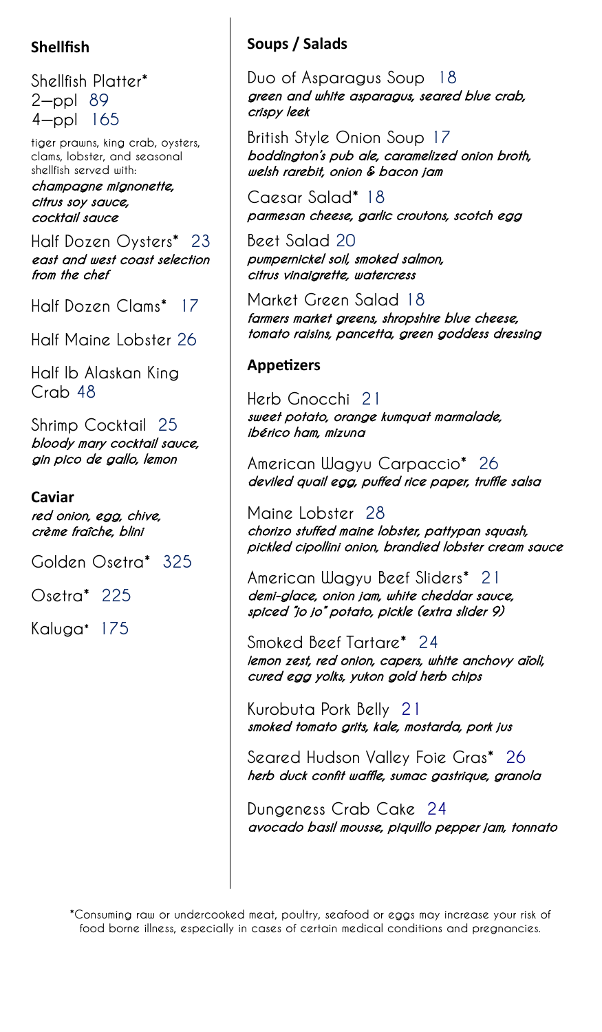## Shellfish

Shellfish Platter*
2–ppl 89
4–ppl 165

tiger prawns, king crab, oysters, clams, lobster, and seasonal shellfish served with:
*champagne mignonette,*
*citrus soy sauce,*
*cocktail sauce*

Half Dozen Oysters* 23
*east and west coast selection from the chef*

Half Dozen Clams* 17

Half Maine Lobster 26

Half lb Alaskan King Crab 48

Shrimp Cocktail 25
*bloody mary cocktail sauce, gin pico de gallo, lemon*

## Caviar

*red onion, egg, chive, crème fraîche, blini*

Golden Osetra* 325

Osetra* 225

Kaluga* 175

## Soups / Salads

Duo of Asparagus Soup 18
*green and white asparagus, seared blue crab, crispy leek*

British Style Onion Soup 17
*boddington's pub ale, caramelized onion broth, welsh rarebit, onion & bacon jam*

Caesar Salad* 18
*parmesan cheese, garlic croutons, scotch egg*

Beet Salad 20
*pumpernickel soil, smoked salmon, citrus vinaigrette, watercress*

Market Green Salad 18
*farmers market greens, shropshire blue cheese, tomato raisins, pancetta, green goddess dressing*

## Appetizers

Herb Gnocchi 21
*sweet potato, orange kumquat marmalade, ibérico ham, mizuna*

American Wagyu Carpaccio* 26
*deviled quail egg, puffed rice paper, truffle salsa*

Maine Lobster 28
*chorizo stuffed maine lobster, pattypan squash, pickled cipollini onion, brandied lobster cream sauce*

American Wagyu Beef Sliders* 21
*demi-glace, onion jam, white cheddar sauce, spiced "jo jo" potato, pickle (extra slider 9)*

Smoked Beef Tartare* 24
*lemon zest, red onion, capers, white anchovy aïoli, cured egg yolks, yukon gold herb chips*

Kurobuta Pork Belly 21
*smoked tomato grits, kale, mostarda, pork jus*

Seared Hudson Valley Foie Gras* 26
*herb duck confit waffle, sumac gastrique, granola*

Dungeness Crab Cake 24
*avocado basil mousse, piquillo pepper jam, tonnato*

*Consuming raw or undercooked meat, poultry, seafood or eggs may increase your risk of food borne illness, especially in cases of certain medical conditions and pregnancies.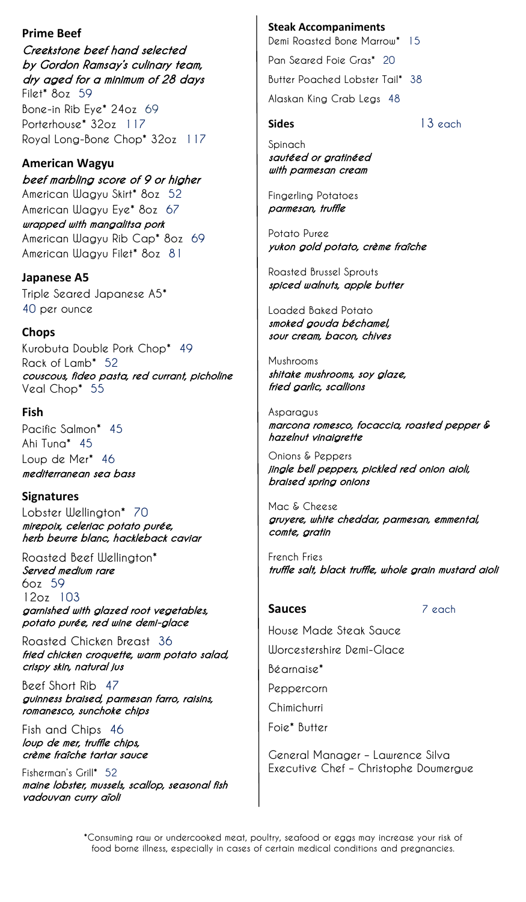## Prime Beef

*Creekstone beef hand selected by Gordon Ramsay's culinary team, dry aged for a minimum of 28 days*

Filet* 8oz 59

Bone-in Rib Eye* 24oz 69

Porterhouse* 32oz 117

Royal Long-Bone Chop* 32oz 117

## American Wagyu

*beef marbling score of 9 or higher*

American Wagyu Skirt* 8oz 52

American Wagyu Eye* 8oz 67
*wrapped with mangalitsa pork*

American Wagyu Rib Cap* 8oz 69

American Wagyu Filet* 8oz 81

## Japanese A5

Triple Seared Japanese A5*
40 per ounce

## Chops

Kurobuta Double Pork Chop* 49

Rack of Lamb* 52
*couscous, fideo pasta, red currant, picholine*

Veal Chop* 55

## Fish

Pacific Salmon* 45

Ahi Tuna* 45

Loup de Mer* 46
*mediterranean sea bass*

## Signatures

Lobster Wellington* 70
*mirepoix, celeriac potato purée, herb beurre blanc, hackleback caviar*

Roasted Beef Wellington*
*Served medium rare*
6oz 59
12oz 103
*garnished with glazed root vegetables, potato purée, red wine demi-glace*

Roasted Chicken Breast 36
*fried chicken croquette, warm potato salad, crispy skin, natural jus*

Beef Short Rib 47
*guinness braised, parmesan farro, raisins, romanesco, sunchoke chips*

Fish and Chips 46
*loup de mer, truffle chips, crème fraîche tartar sauce*

Fisherman's Grill* 52
*maine lobster, mussels, scallop, seasonal fish vadouvan curry aïoli*

## Steak Accompaniments

Demi Roasted Bone Marrow* 15

Pan Seared Foie Gras* 20

Butter Poached Lobster Tail* 38

Alaskan King Crab Legs 48

## Sides 13 each

Spinach
*sautéed or gratinéed with parmesan cream*

Fingerling Potatoes
*parmesan, truffle*

Potato Puree
*yukon gold potato, crème fraîche*

Roasted Brussel Sprouts
*spiced walnuts, apple butter*

Loaded Baked Potato
*smoked gouda béchamel, sour cream, bacon, chives*

Mushrooms
*shitake mushrooms, soy glaze, fried garlic, scallions*

Asparagus
*marcona romesco, focaccia, roasted pepper & hazelnut vinaigrette*

Onions & Peppers
*jingle bell peppers, pickled red onion aioli, braised spring onions*

Mac & Cheese
*gruyere, white cheddar, parmesan, emmental, comte, gratin*

French Fries
*truffle salt, black truffle, whole grain mustard aioli*

## Sauces 7 each

House Made Steak Sauce

Worcestershire Demi-Glace

Béarnaise*

Peppercorn

Chimichurri

Foie* Butter

General Manager – Lawrence Silva
Executive Chef – Christophe Doumergue

*Consuming raw or undercooked meat, poultry, seafood or eggs may increase your risk of food borne illness, especially in cases of certain medical conditions and pregnancies.